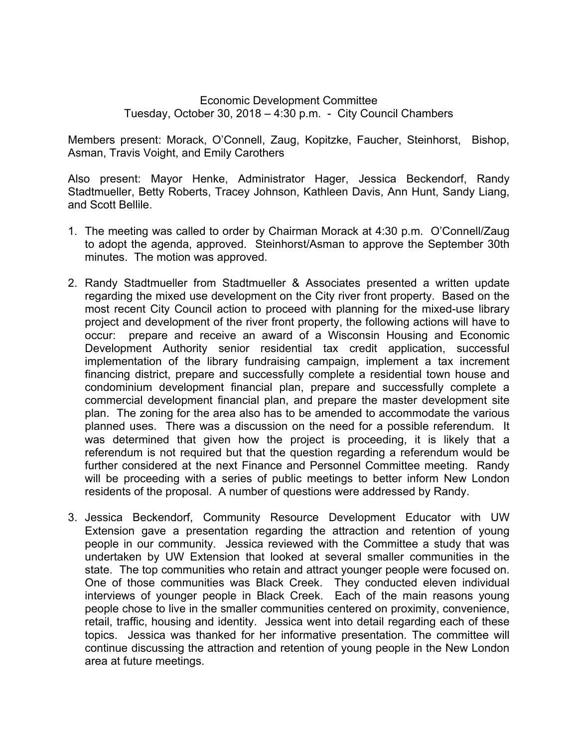Economic Development Committee
Tuesday, October 30, 2018 – 4:30 p.m. - City Council Chambers

Members present: Morack, O'Connell, Zaug, Kopitzke, Faucher, Steinhorst, Bishop, Asman, Travis Voight, and Emily Carothers

Also present: Mayor Henke, Administrator Hager, Jessica Beckendorf, Randy Stadtmueller, Betty Roberts, Tracey Johnson, Kathleen Davis, Ann Hunt, Sandy Liang, and Scott Bellile.

1. The meeting was called to order by Chairman Morack at 4:30 p.m. O'Connell/Zaug to adopt the agenda, approved. Steinhorst/Asman to approve the September 30th minutes. The motion was approved.

2. Randy Stadtmueller from Stadtmueller & Associates presented a written update regarding the mixed use development on the City river front property. Based on the most recent City Council action to proceed with planning for the mixed-use library project and development of the river front property, the following actions will have to occur: prepare and receive an award of a Wisconsin Housing and Economic Development Authority senior residential tax credit application, successful implementation of the library fundraising campaign, implement a tax increment financing district, prepare and successfully complete a residential town house and condominium development financial plan, prepare and successfully complete a commercial development financial plan, and prepare the master development site plan. The zoning for the area also has to be amended to accommodate the various planned uses. There was a discussion on the need for a possible referendum. It was determined that given how the project is proceeding, it is likely that a referendum is not required but that the question regarding a referendum would be further considered at the next Finance and Personnel Committee meeting. Randy will be proceeding with a series of public meetings to better inform New London residents of the proposal. A number of questions were addressed by Randy.

3. Jessica Beckendorf, Community Resource Development Educator with UW Extension gave a presentation regarding the attraction and retention of young people in our community. Jessica reviewed with the Committee a study that was undertaken by UW Extension that looked at several smaller communities in the state. The top communities who retain and attract younger people were focused on. One of those communities was Black Creek. They conducted eleven individual interviews of younger people in Black Creek. Each of the main reasons young people chose to live in the smaller communities centered on proximity, convenience, retail, traffic, housing and identity. Jessica went into detail regarding each of these topics. Jessica was thanked for her informative presentation. The committee will continue discussing the attraction and retention of young people in the New London area at future meetings.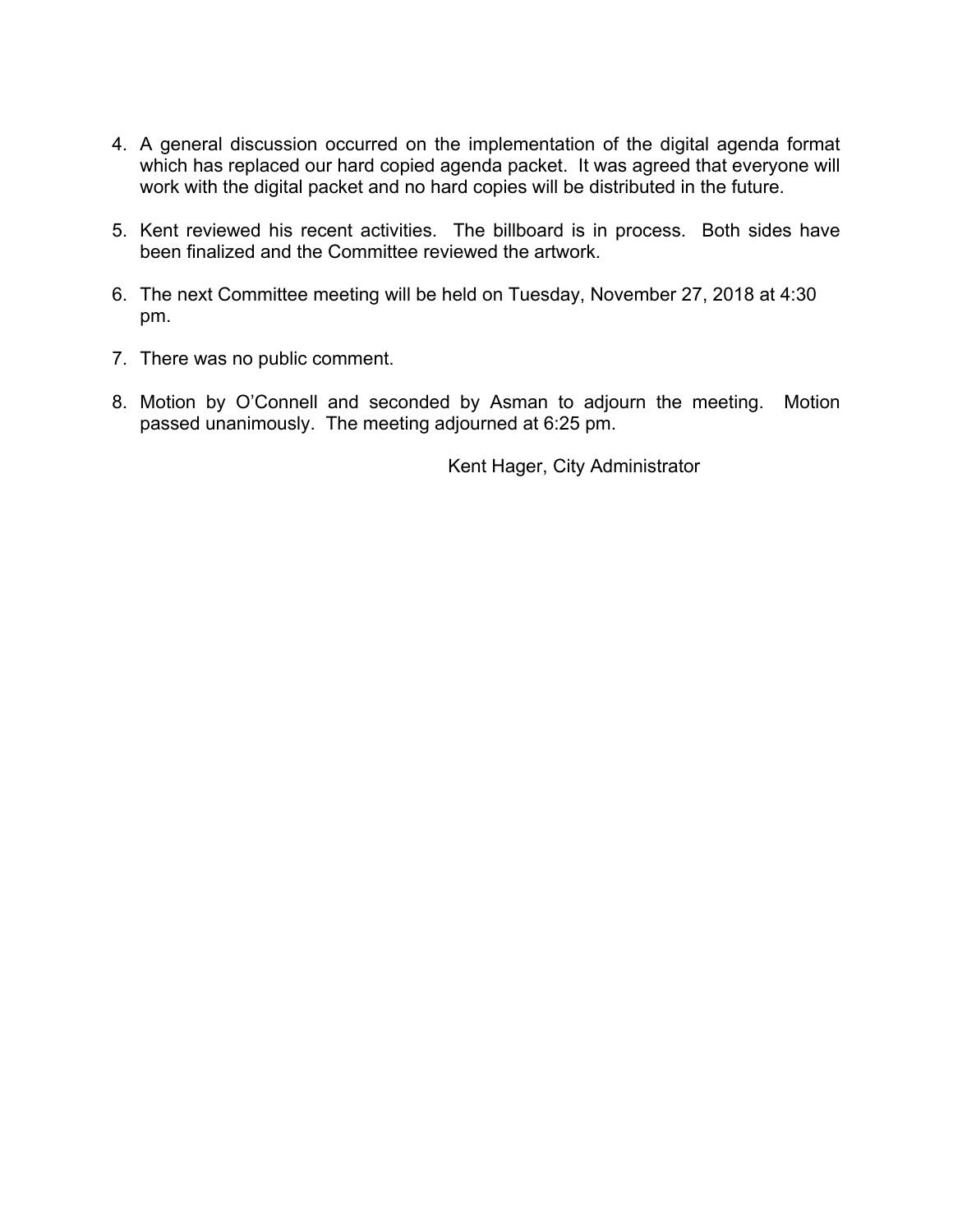4. A general discussion occurred on the implementation of the digital agenda format which has replaced our hard copied agenda packet. It was agreed that everyone will work with the digital packet and no hard copies will be distributed in the future.

5. Kent reviewed his recent activities. The billboard is in process. Both sides have been finalized and the Committee reviewed the artwork.

6. The next Committee meeting will be held on Tuesday, November 27, 2018 at 4:30 pm.

7. There was no public comment.

8. Motion by O'Connell and seconded by Asman to adjourn the meeting. Motion passed unanimously. The meeting adjourned at 6:25 pm.

Kent Hager, City Administrator